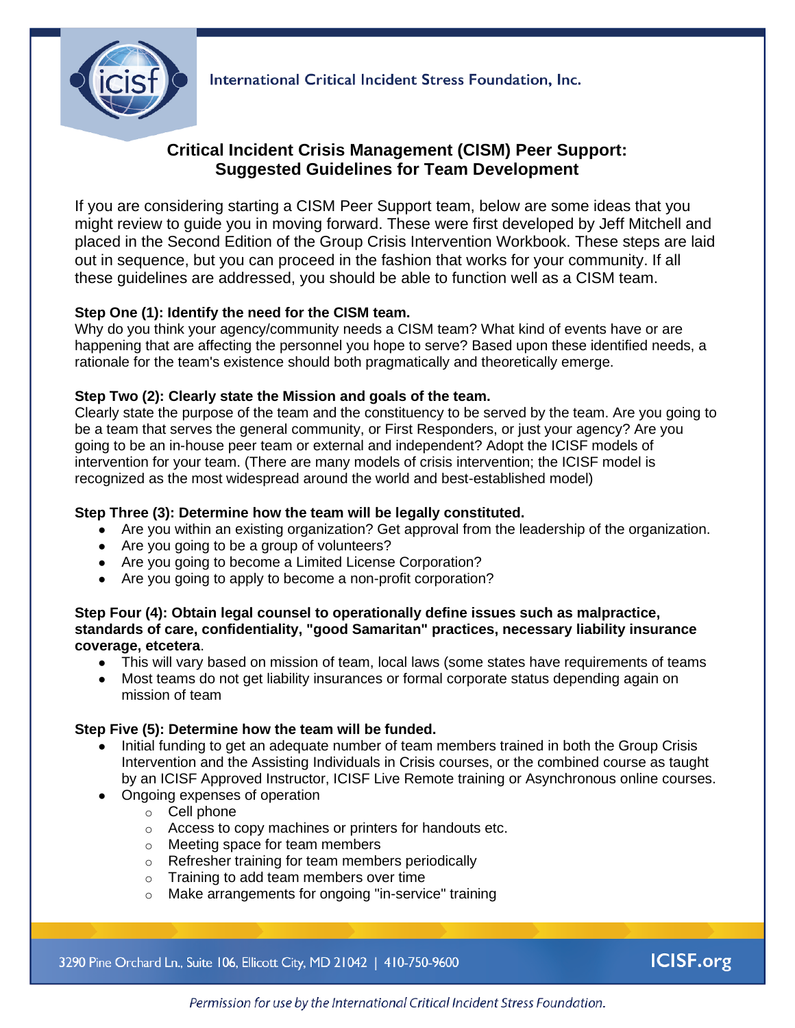International Critical Incident Stress Foundation, Inc.

# Critical Incident Crisis Management (CISM) Peer Support: Suggested Guidelines for Team Development

If you are considering starting a CISM Peer Support team, below are some ideas that you might review to guide you in moving forward. These were first developed by Jeff Mitchell and placed in the Second Edition of the Group Crisis Intervention Workbook. These steps are laid out in sequence, but you can proceed in the fashion that works for your community. If all these guidelines are addressed, you should be able to function well as a CISM team.

**Step One (1): Identify the need for the CISM team.**
Why do you think your agency/community needs a CISM team? What kind of events have or are happening that are affecting the personnel you hope to serve? Based upon these identified needs, a rationale for the team's existence should both pragmatically and theoretically emerge.

**Step Two (2): Clearly state the Mission and goals of the team.**
Clearly state the purpose of the team and the constituency to be served by the team. Are you going to be a team that serves the general community, or First Responders, or just your agency? Are you going to be an in-house peer team or external and independent? Adopt the ICISF models of intervention for your team. (There are many models of crisis intervention; the ICISF model is recognized as the most widespread around the world and best-established model)

**Step Three (3): Determine how the team will be legally constituted.**

- Are you within an existing organization? Get approval from the leadership of the organization.
- Are you going to be a group of volunteers?
- Are you going to become a Limited License Corporation?
- Are you going to apply to become a non-profit corporation?

**Step Four (4): Obtain legal counsel to operationally define issues such as malpractice, standards of care, confidentiality, "good Samaritan" practices, necessary liability insurance coverage, etcetera**.

- This will vary based on mission of team, local laws (some states have requirements of teams
- Most teams do not get liability insurances or formal corporate status depending again on mission of team

**Step Five (5): Determine how the team will be funded.**

- Initial funding to get an adequate number of team members trained in both the Group Crisis Intervention and the Assisting Individuals in Crisis courses, or the combined course as taught by an ICISF Approved Instructor, ICISF Live Remote training or Asynchronous online courses.
- Ongoing expenses of operation
  - Cell phone
  - Access to copy machines or printers for handouts etc.
  - Meeting space for team members
  - Refresher training for team members periodically
  - Training to add team members over time
  - Make arrangements for ongoing "in-service" training

3290 Pine Orchard Ln., Suite 106, Ellicott City, MD 21042 | 410-750-9600 ICISF.org

*Permission for use by the International Critical Incident Stress Foundation.*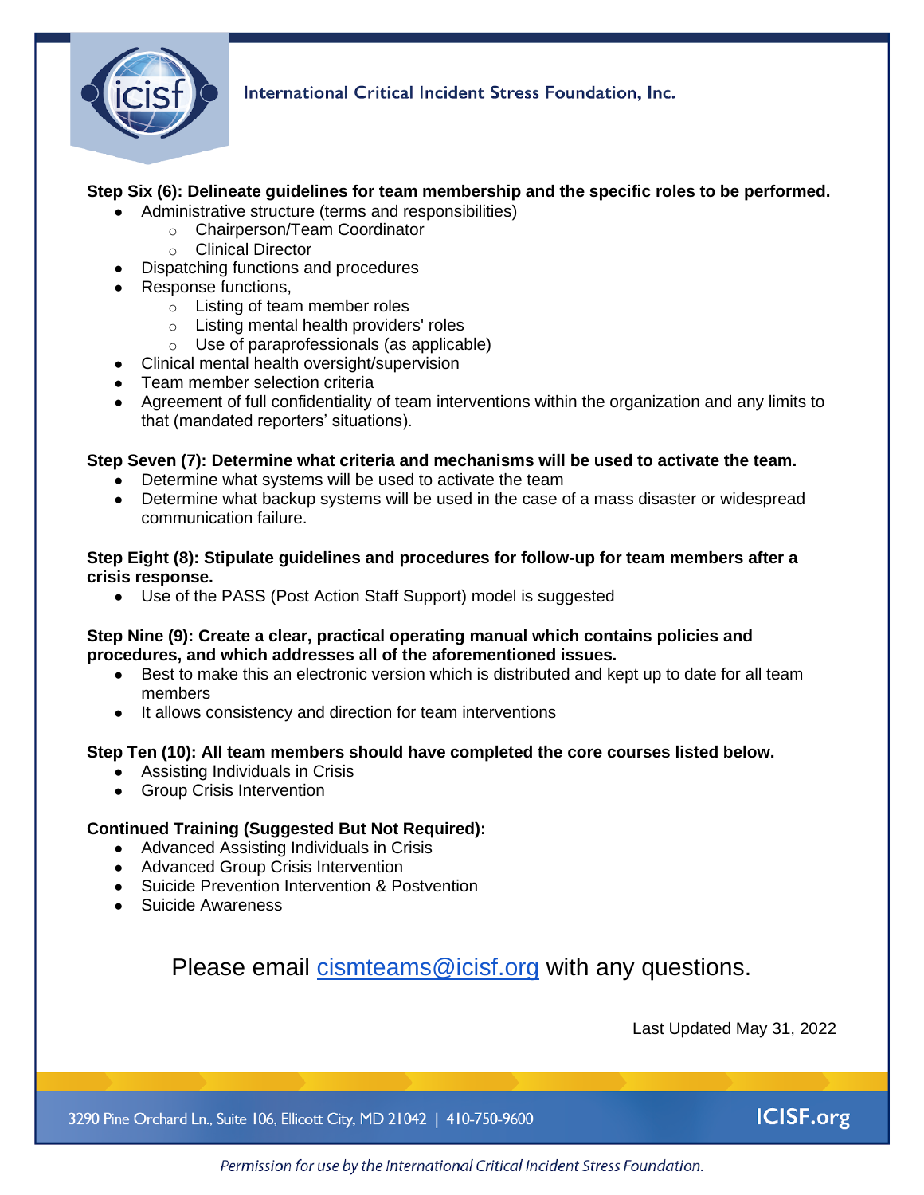**Step Six (6): Delineate guidelines for team membership and the specific roles to be performed.**

- Administrative structure (terms and responsibilities)
  - Chairperson/Team Coordinator
  - Clinical Director
- Dispatching functions and procedures
- Response functions,
  - Listing of team member roles
  - Listing mental health providers' roles
  - Use of paraprofessionals (as applicable)
- Clinical mental health oversight/supervision
- Team member selection criteria
- Agreement of full confidentiality of team interventions within the organization and any limits to that (mandated reporters' situations).

**Step Seven (7): Determine what criteria and mechanisms will be used to activate the team.**

- Determine what systems will be used to activate the team
- Determine what backup systems will be used in the case of a mass disaster or widespread communication failure.

**Step Eight (8): Stipulate guidelines and procedures for follow-up for team members after a crisis response.**

- Use of the PASS (Post Action Staff Support) model is suggested

**Step Nine (9): Create a clear, practical operating manual which contains policies and procedures, and which addresses all of the aforementioned issues.**

- Best to make this an electronic version which is distributed and kept up to date for all team members
- It allows consistency and direction for team interventions

**Step Ten (10): All team members should have completed the core courses listed below.**

- Assisting Individuals in Crisis
- Group Crisis Intervention

**Continued Training (Suggested But Not Required):**

- Advanced Assisting Individuals in Crisis
- Advanced Group Crisis Intervention
- Suicide Prevention Intervention & Postvention
- Suicide Awareness

Please email cismteams@icisf.org with any questions.

Last Updated May 31, 2022

3290 Pine Orchard Ln., Suite 106, Ellicott City, MD 21042 | 410-750-9600

ICISF.org

*Permission for use by the International Critical Incident Stress Foundation.*